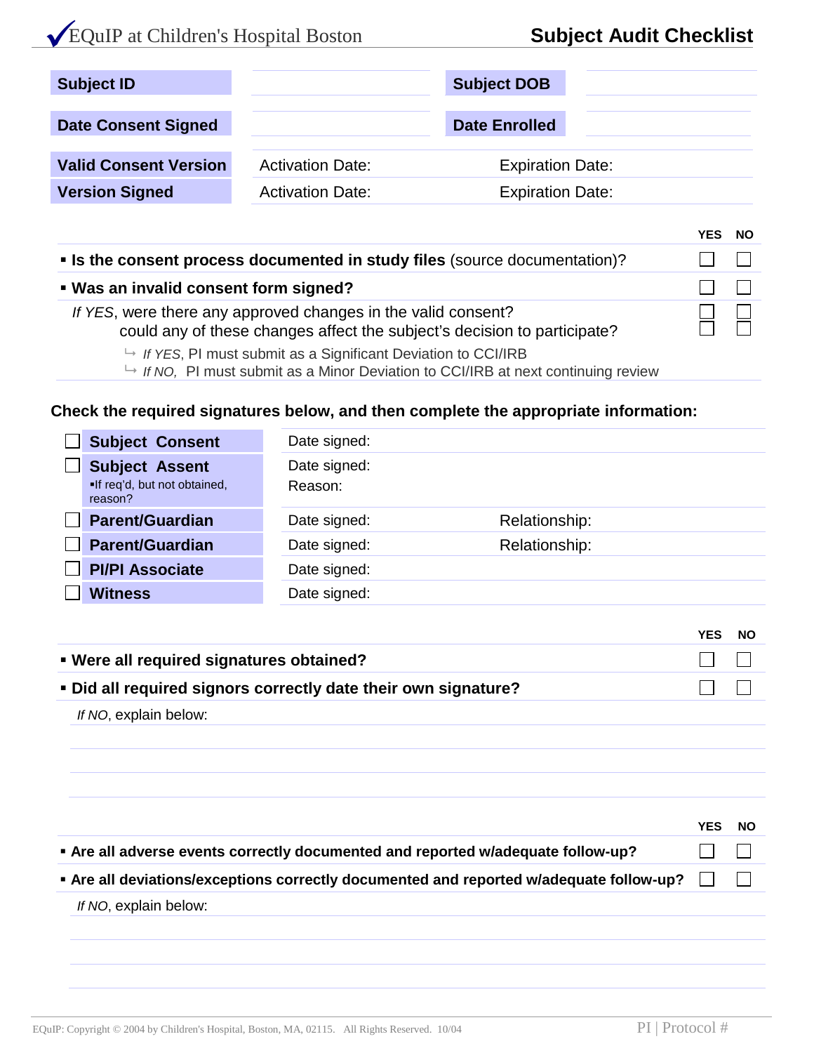# Subject Audit Checklist

EQuIP at Children's Hospital Boston

| Subject ID | | Subject DOB | |
|---|---|---|---|
| Date Consent Signed | | Date Enrolled | |
| Valid Consent Version | Activation Date: | Expiration Date: | |
| Version Signed | Activation Date: | Expiration Date: | |

| | YES | NO |
|---|---|---|
| ▪ **Is the consent process documented in study files** (source documentation)? | ☐ | ☐ |
| ▪ **Was an invalid consent form signed?** | ☐ | ☐ |
| *If YES*, were there any approved changes in the valid consent? | ☐ | ☐ |
| could any of these changes affect the subject's decision to participate? | ☐ | ☐ |

↳ *If YES*, PI must submit as a Significant Deviation to CCI/IRB
↳ *If NO*, PI must submit as a Minor Deviation to CCI/IRB at next continuing review

**Check the required signatures below, and then complete the appropriate information:**

| Signature | Date | Other |
|---|---|---|
| ☐ **Subject Consent** | Date signed: | |
| ☐ **Subject Assent** ▪If req'd, but not obtained, reason? | Date signed: | Reason: |
| ☐ **Parent/Guardian** | Date signed: | Relationship: |
| ☐ **Parent/Guardian** | Date signed: | Relationship: |
| ☐ **PI/PI Associate** | Date signed: | |
| ☐ **Witness** | Date signed: | |

| | YES | NO |
|---|---|---|
| ▪ **Were all required signatures obtained?** | ☐ | ☐ |
| ▪ **Did all required signors correctly date their own signature?** | ☐ | ☐ |

*If NO*, explain below:

| | YES | NO |
|---|---|---|
| ▪ **Are all adverse events correctly documented and reported w/adequate follow-up?** | ☐ | ☐ |
| ▪ **Are all deviations/exceptions correctly documented and reported w/adequate follow-up?** | ☐ | ☐ |

*If NO*, explain below:

EQuIP: Copyright © 2004 by Children's Hospital, Boston, MA, 02115. All Rights Reserved. 10/04

PI | Protocol #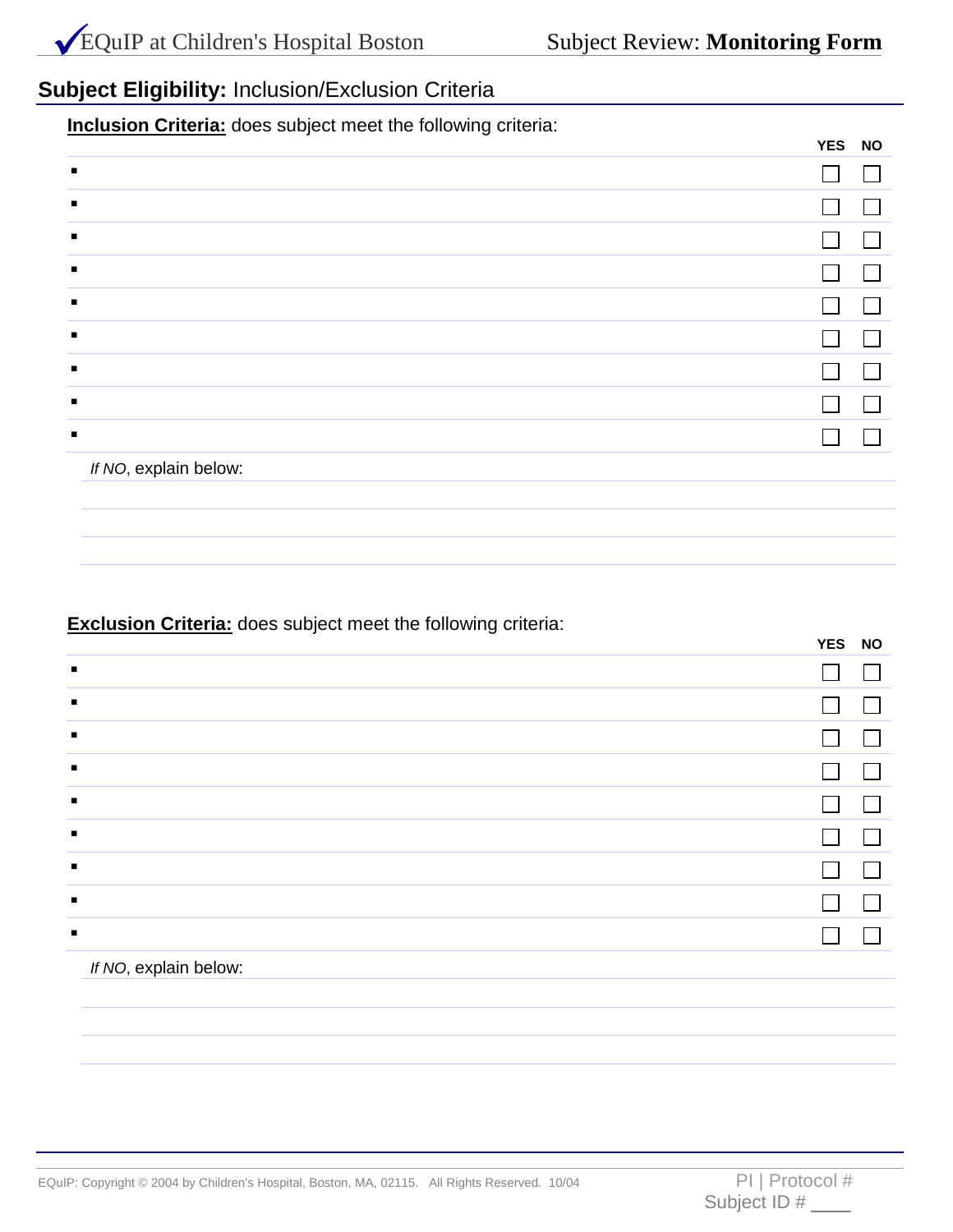## **Subject Eligibility:** Inclusion/Exclusion Criteria

**Inclusion Criteria:** does subject meet the following criteria:

| | YES | NO |
|---|---|---|
| ▪ | ☐ | ☐ |
| ▪ | ☐ | ☐ |
| ▪ | ☐ | ☐ |
| ▪ | ☐ | ☐ |
| ▪ | ☐ | ☐ |
| ▪ | ☐ | ☐ |
| ▪ | ☐ | ☐ |
| ▪ | ☐ | ☐ |
| ▪ | ☐ | ☐ |

*If NO*, explain below:

_______________________________________________

_______________________________________________

_______________________________________________

**Exclusion Criteria:** does subject meet the following criteria:

| | YES | NO |
|---|---|---|
| ▪ | ☐ | ☐ |
| ▪ | ☐ | ☐ |
| ▪ | ☐ | ☐ |
| ▪ | ☐ | ☐ |
| ▪ | ☐ | ☐ |
| ▪ | ☐ | ☐ |
| ▪ | ☐ | ☐ |
| ▪ | ☐ | ☐ |
| ▪ | ☐ | ☐ |

*If NO*, explain below:

_______________________________________________

_______________________________________________

_______________________________________________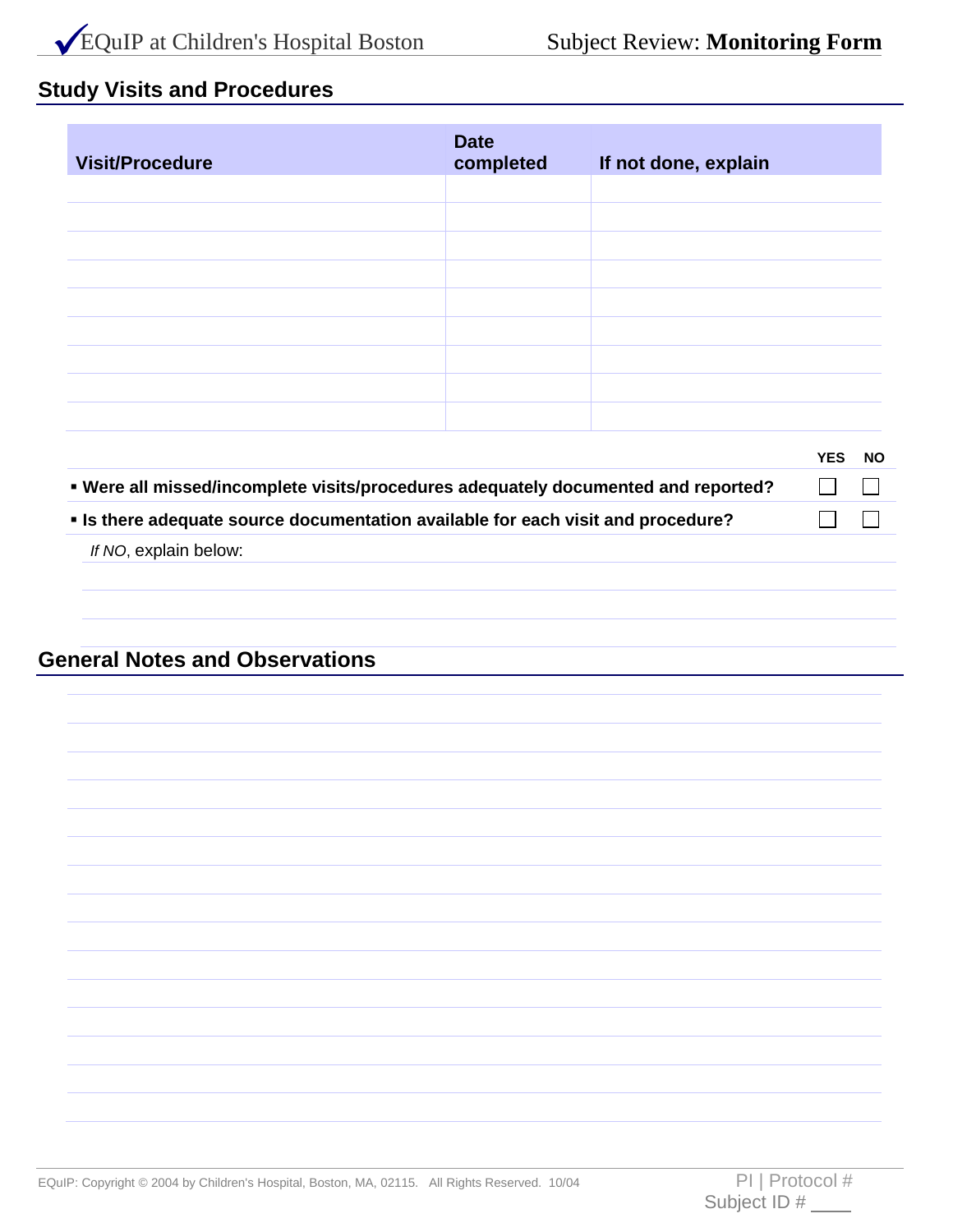## Study Visits and Procedures

| Visit/Procedure | Date completed | If not done, explain |
|---|---|---|
| | | |
| | | |
| | | |
| | | |
| | | |
| | | |
| | | |
| | | |
| | | |

| | YES | NO |
|---|---|---|
| ▪ **Were all missed/incomplete visits/procedures adequately documented and reported?** | ☐ | ☐ |
| ▪ **Is there adequate source documentation available for each visit and procedure?** | ☐ | ☐ |

*If NO*, explain below:

## General Notes and Observations

PI | Protocol #

Subject ID # ____